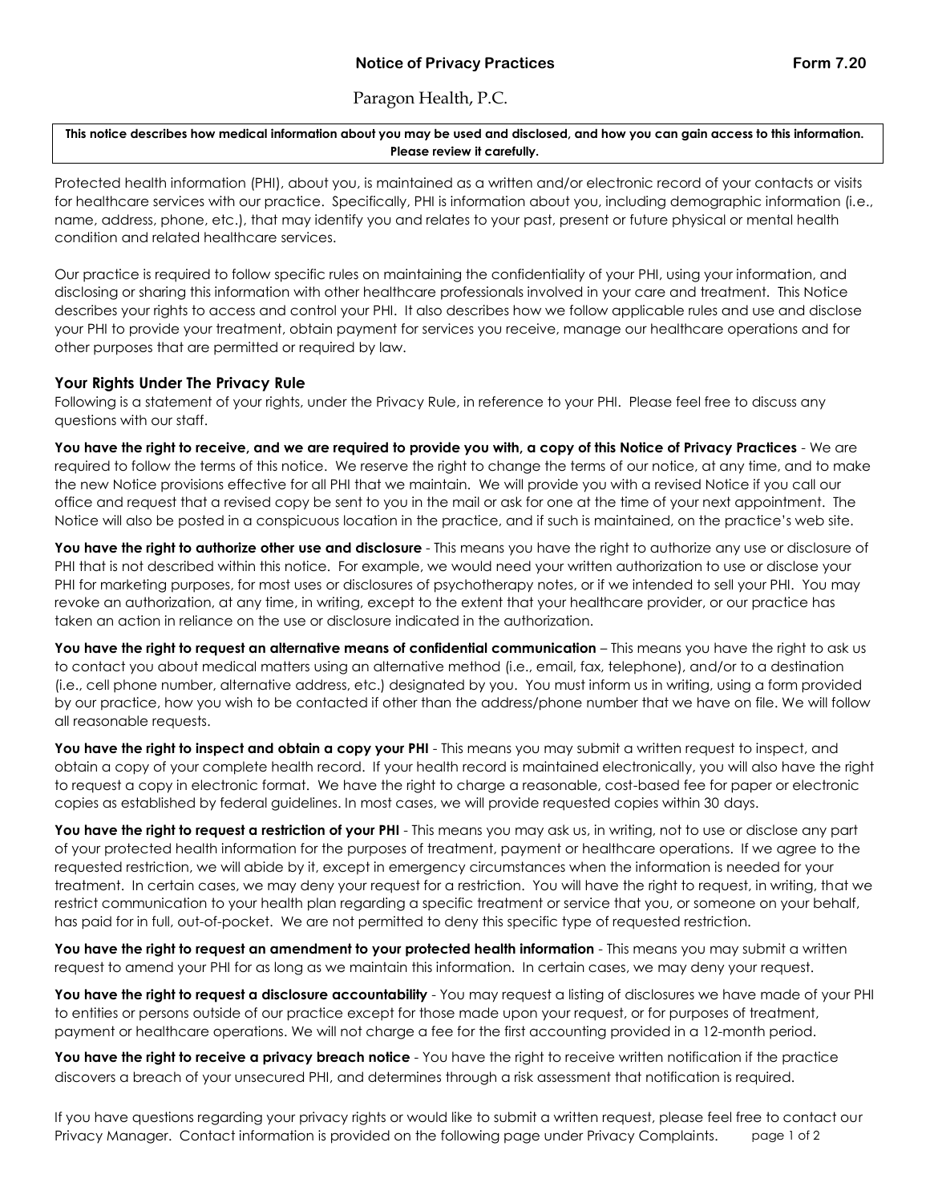**Notice of Privacy Practices** **Form 7.20**

# Paragon Health, P.C.

**This notice describes how medical information about you may be used and disclosed, and how you can gain access to this information. Please review it carefully.**

Protected health information (PHI), about you, is maintained as a written and/or electronic record of your contacts or visits for healthcare services with our practice. Specifically, PHI is information about you, including demographic information (i.e., name, address, phone, etc.), that may identify you and relates to your past, present or future physical or mental health condition and related healthcare services.

Our practice is required to follow specific rules on maintaining the confidentiality of your PHI, using your information, and disclosing or sharing this information with other healthcare professionals involved in your care and treatment. This Notice describes your rights to access and control your PHI. It also describes how we follow applicable rules and use and disclose your PHI to provide your treatment, obtain payment for services you receive, manage our healthcare operations and for other purposes that are permitted or required by law.

## Your Rights Under The Privacy Rule

Following is a statement of your rights, under the Privacy Rule, in reference to your PHI. Please feel free to discuss any questions with our staff.

**You have the right to receive, and we are required to provide you with, a copy of this Notice of Privacy Practices** - We are required to follow the terms of this notice. We reserve the right to change the terms of our notice, at any time, and to make the new Notice provisions effective for all PHI that we maintain. We will provide you with a revised Notice if you call our office and request that a revised copy be sent to you in the mail or ask for one at the time of your next appointment. The Notice will also be posted in a conspicuous location in the practice, and if such is maintained, on the practice's web site.

**You have the right to authorize other use and disclosure** - This means you have the right to authorize any use or disclosure of PHI that is not described within this notice. For example, we would need your written authorization to use or disclose your PHI for marketing purposes, for most uses or disclosures of psychotherapy notes, or if we intended to sell your PHI. You may revoke an authorization, at any time, in writing, except to the extent that your healthcare provider, or our practice has taken an action in reliance on the use or disclosure indicated in the authorization.

**You have the right to request an alternative means of confidential communication** – This means you have the right to ask us to contact you about medical matters using an alternative method (i.e., email, fax, telephone), and/or to a destination (i.e., cell phone number, alternative address, etc.) designated by you. You must inform us in writing, using a form provided by our practice, how you wish to be contacted if other than the address/phone number that we have on file. We will follow all reasonable requests.

**You have the right to inspect and obtain a copy your PHI** - This means you may submit a written request to inspect, and obtain a copy of your complete health record. If your health record is maintained electronically, you will also have the right to request a copy in electronic format. We have the right to charge a reasonable, cost-based fee for paper or electronic copies as established by federal guidelines. In most cases, we will provide requested copies within 30 days.

**You have the right to request a restriction of your PHI** - This means you may ask us, in writing, not to use or disclose any part of your protected health information for the purposes of treatment, payment or healthcare operations. If we agree to the requested restriction, we will abide by it, except in emergency circumstances when the information is needed for your treatment. In certain cases, we may deny your request for a restriction. You will have the right to request, in writing, that we restrict communication to your health plan regarding a specific treatment or service that you, or someone on your behalf, has paid for in full, out-of-pocket. We are not permitted to deny this specific type of requested restriction.

**You have the right to request an amendment to your protected health information** - This means you may submit a written request to amend your PHI for as long as we maintain this information. In certain cases, we may deny your request.

**You have the right to request a disclosure accountability** - You may request a listing of disclosures we have made of your PHI to entities or persons outside of our practice except for those made upon your request, or for purposes of treatment, payment or healthcare operations. We will not charge a fee for the first accounting provided in a 12-month period.

**You have the right to receive a privacy breach notice** - You have the right to receive written notification if the practice discovers a breach of your unsecured PHI, and determines through a risk assessment that notification is required.

If you have questions regarding your privacy rights or would like to submit a written request, please feel free to contact our Privacy Manager. Contact information is provided on the following page under Privacy Complaints.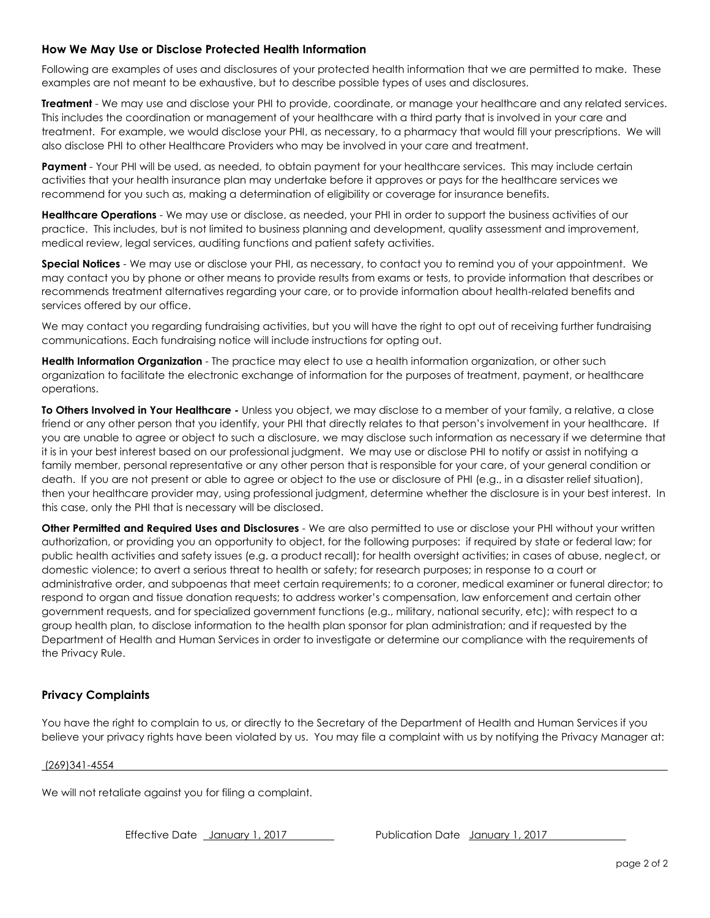## How We May Use or Disclose Protected Health Information

Following are examples of uses and disclosures of your protected health information that we are permitted to make. These examples are not meant to be exhaustive, but to describe possible types of uses and disclosures.

**Treatment** - We may use and disclose your PHI to provide, coordinate, or manage your healthcare and any related services. This includes the coordination or management of your healthcare with a third party that is involved in your care and treatment. For example, we would disclose your PHI, as necessary, to a pharmacy that would fill your prescriptions. We will also disclose PHI to other Healthcare Providers who may be involved in your care and treatment.

**Payment** - Your PHI will be used, as needed, to obtain payment for your healthcare services. This may include certain activities that your health insurance plan may undertake before it approves or pays for the healthcare services we recommend for you such as, making a determination of eligibility or coverage for insurance benefits.

**Healthcare Operations** - We may use or disclose, as needed, your PHI in order to support the business activities of our practice. This includes, but is not limited to business planning and development, quality assessment and improvement, medical review, legal services, auditing functions and patient safety activities.

**Special Notices** - We may use or disclose your PHI, as necessary, to contact you to remind you of your appointment. We may contact you by phone or other means to provide results from exams or tests, to provide information that describes or recommends treatment alternatives regarding your care, or to provide information about health-related benefits and services offered by our office.

We may contact you regarding fundraising activities, but you will have the right to opt out of receiving further fundraising communications. Each fundraising notice will include instructions for opting out.

**Health Information Organization** - The practice may elect to use a health information organization, or other such organization to facilitate the electronic exchange of information for the purposes of treatment, payment, or healthcare operations.

**To Others Involved in Your Healthcare -** Unless you object, we may disclose to a member of your family, a relative, a close friend or any other person that you identify, your PHI that directly relates to that person's involvement in your healthcare. If you are unable to agree or object to such a disclosure, we may disclose such information as necessary if we determine that it is in your best interest based on our professional judgment. We may use or disclose PHI to notify or assist in notifying a family member, personal representative or any other person that is responsible for your care, of your general condition or death. If you are not present or able to agree or object to the use or disclosure of PHI (e.g., in a disaster relief situation), then your healthcare provider may, using professional judgment, determine whether the disclosure is in your best interest. In this case, only the PHI that is necessary will be disclosed.

**Other Permitted and Required Uses and Disclosures** - We are also permitted to use or disclose your PHI without your written authorization, or providing you an opportunity to object, for the following purposes: if required by state or federal law; for public health activities and safety issues (e.g. a product recall); for health oversight activities; in cases of abuse, neglect, or domestic violence; to avert a serious threat to health or safety; for research purposes; in response to a court or administrative order, and subpoenas that meet certain requirements; to a coroner, medical examiner or funeral director; to respond to organ and tissue donation requests; to address worker's compensation, law enforcement and certain other government requests, and for specialized government functions (e.g., military, national security, etc); with respect to a group health plan, to disclose information to the health plan sponsor for plan administration; and if requested by the Department of Health and Human Services in order to investigate or determine our compliance with the requirements of the Privacy Rule.

## Privacy Complaints

You have the right to complain to us, or directly to the Secretary of the Department of Health and Human Services if you believe your privacy rights have been violated by us. You may file a complaint with us by notifying the Privacy Manager at:

(269)341-4554

We will not retaliate against you for filing a complaint.

Effective Date January 1, 2017 Publication Date January 1, 2017